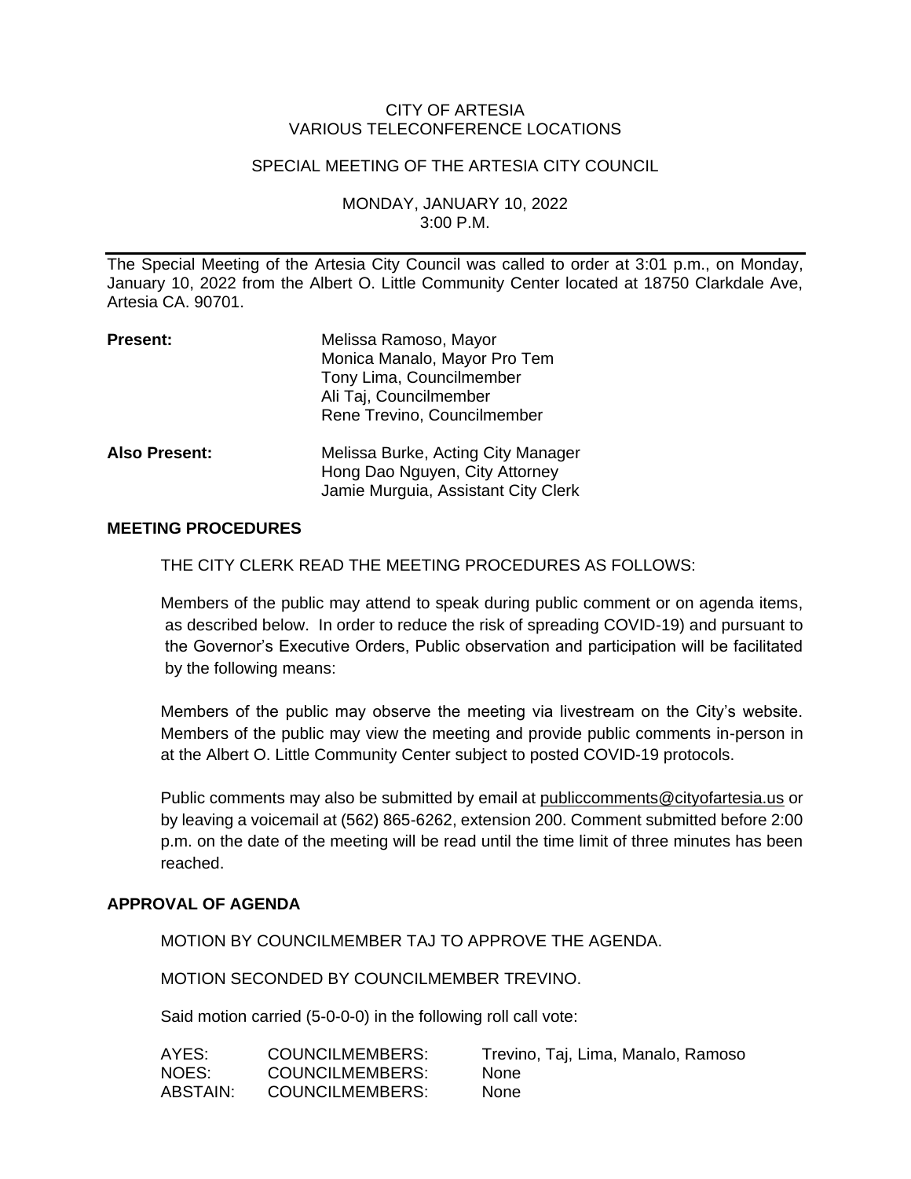CITY OF ARTESIA
VARIOUS TELECONFERENCE LOCATIONS

SPECIAL MEETING OF THE ARTESIA CITY COUNCIL

MONDAY, JANUARY 10, 2022
3:00 P.M.

---

The Special Meeting of the Artesia City Council was called to order at 3:01 p.m., on Monday, January 10, 2022 from the Albert O. Little Community Center located at 18750 Clarkdale Ave, Artesia CA. 90701.

| | |
|---|---|
| **Present:** | Melissa Ramoso, Mayor<br>Monica Manalo, Mayor Pro Tem<br>Tony Lima, Councilmember<br>Ali Taj, Councilmember<br>Rene Trevino, Councilmember |
| **Also Present:** | Melissa Burke, Acting City Manager<br>Hong Dao Nguyen, City Attorney<br>Jamie Murguia, Assistant City Clerk |

**MEETING PROCEDURES**

THE CITY CLERK READ THE MEETING PROCEDURES AS FOLLOWS:

Members of the public may attend to speak during public comment or on agenda items, as described below. In order to reduce the risk of spreading COVID-19) and pursuant to the Governor's Executive Orders, Public observation and participation will be facilitated by the following means:

Members of the public may observe the meeting via livestream on the City's website. Members of the public may view the meeting and provide public comments in-person in at the Albert O. Little Community Center subject to posted COVID-19 protocols.

Public comments may also be submitted by email at publiccomments@cityofartesia.us or by leaving a voicemail at (562) 865-6262, extension 200. Comment submitted before 2:00 p.m. on the date of the meeting will be read until the time limit of three minutes has been reached.

**APPROVAL OF AGENDA**

MOTION BY COUNCILMEMBER TAJ TO APPROVE THE AGENDA.

MOTION SECONDED BY COUNCILMEMBER TREVINO.

Said motion carried (5-0-0-0) in the following roll call vote:

| | | |
|---|---|---|
| AYES: | COUNCILMEMBERS: | Trevino, Taj, Lima, Manalo, Ramoso |
| NOES: | COUNCILMEMBERS: | None |
| ABSTAIN: | COUNCILMEMBERS: | None |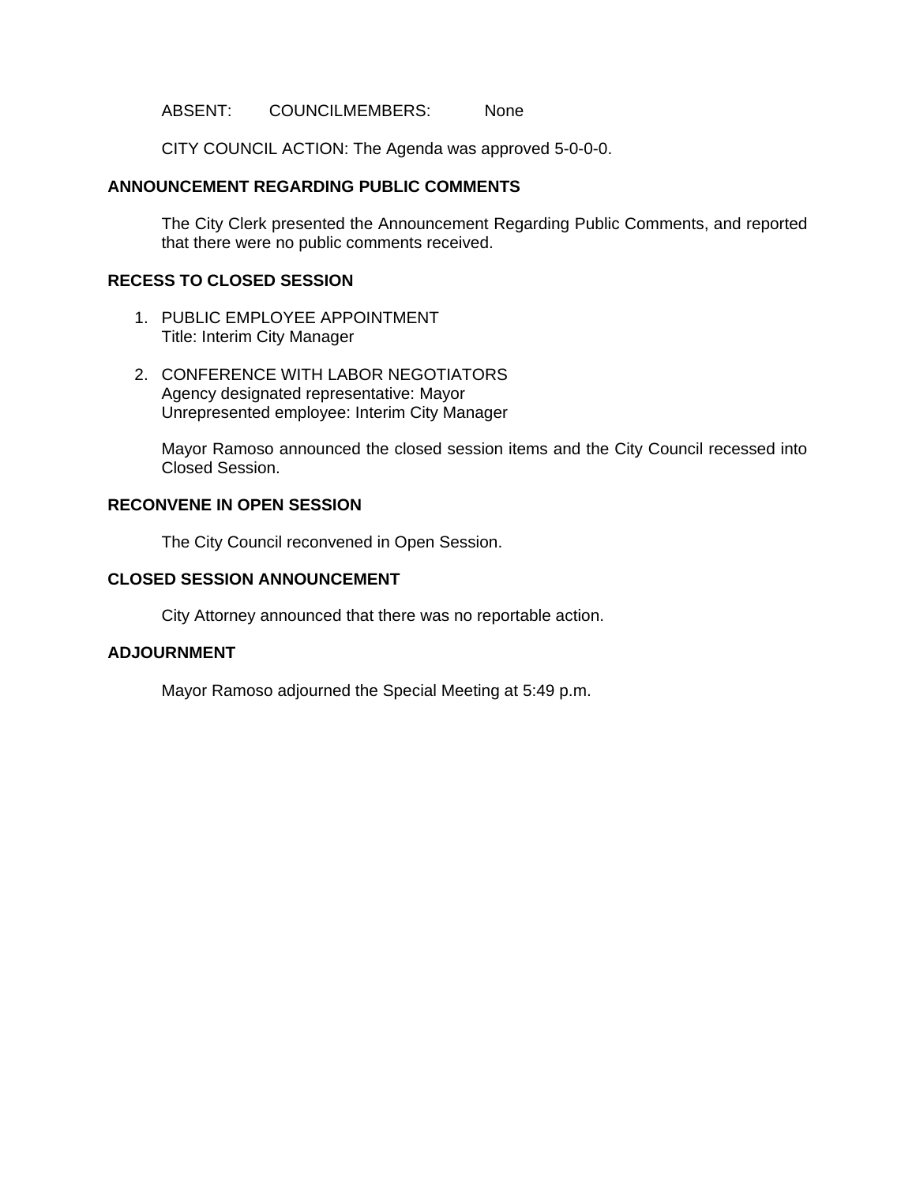ABSENT: COUNCILMEMBERS: None

CITY COUNCIL ACTION: The Agenda was approved 5-0-0-0.

**ANNOUNCEMENT REGARDING PUBLIC COMMENTS**

The City Clerk presented the Announcement Regarding Public Comments, and reported that there were no public comments received.

**RECESS TO CLOSED SESSION**

1. PUBLIC EMPLOYEE APPOINTMENT
   Title: Interim City Manager

2. CONFERENCE WITH LABOR NEGOTIATORS
   Agency designated representative: Mayor
   Unrepresented employee: Interim City Manager

Mayor Ramoso announced the closed session items and the City Council recessed into Closed Session.

**RECONVENE IN OPEN SESSION**

The City Council reconvened in Open Session.

**CLOSED SESSION ANNOUNCEMENT**

City Attorney announced that there was no reportable action.

**ADJOURNMENT**

Mayor Ramoso adjourned the Special Meeting at 5:49 p.m.